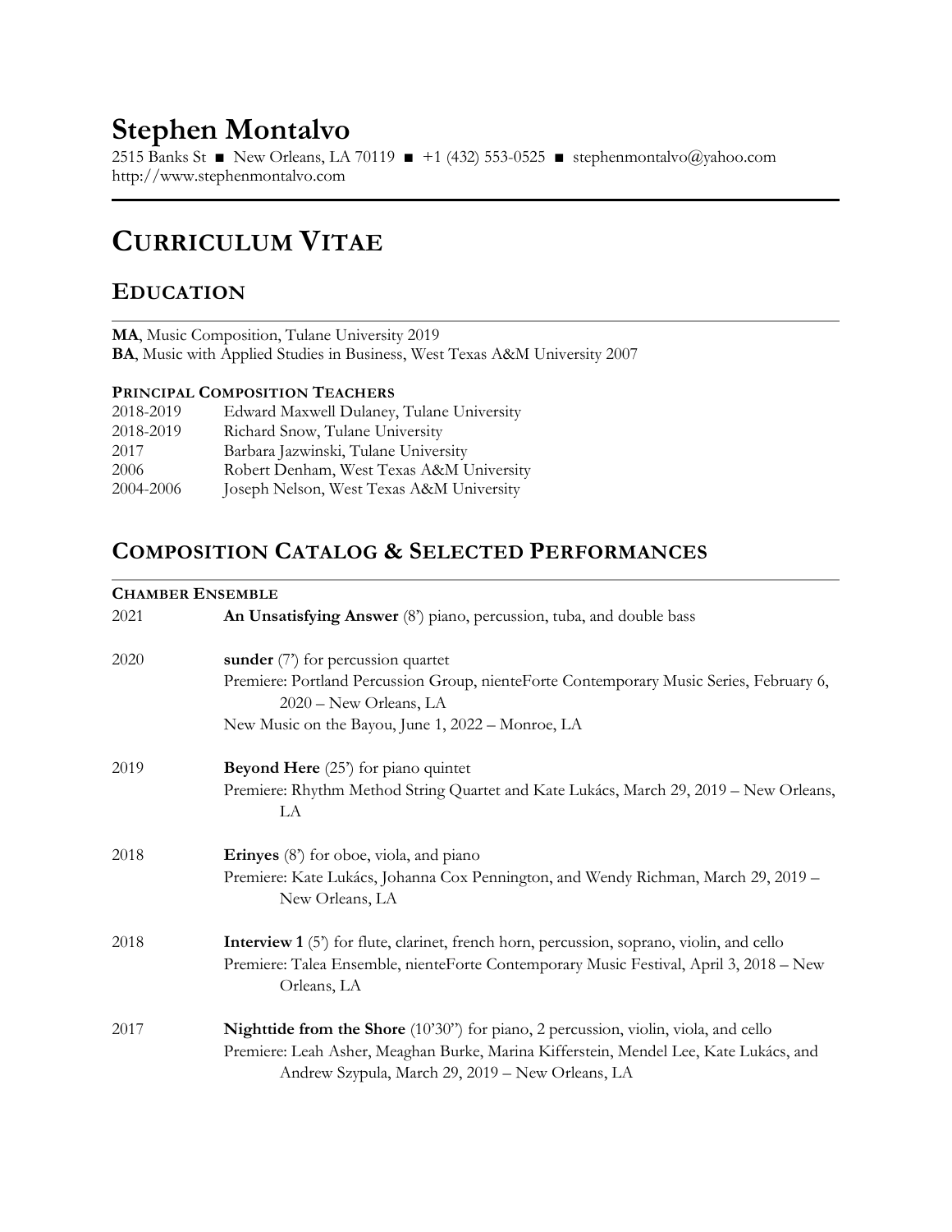# Stephen Montalvo

2515 Banks St ■ New Orleans, LA 70119 ■ +1 (432) 553-0525 ■ stephenmontalvo@yahoo.com
http://www.stephenmontalvo.com

## CURRICULUM VITAE

## EDUCATION

**MA**, Music Composition, Tulane University 2019
**BA**, Music with Applied Studies in Business, West Texas A&M University 2007

### PRINCIPAL COMPOSITION TEACHERS

| | |
|---|---|
| 2018-2019 | Edward Maxwell Dulaney, Tulane University |
| 2018-2019 | Richard Snow, Tulane University |
| 2017 | Barbara Jazwinski, Tulane University |
| 2006 | Robert Denham, West Texas A&M University |
| 2004-2006 | Joseph Nelson, West Texas A&M University |

## COMPOSITION CATALOG & SELECTED PERFORMANCES

### CHAMBER ENSEMBLE

2021 **An Unsatisfying Answer** (8') piano, percussion, tuba, and double bass

2020 **sunder** (7') for percussion quartet
Premiere: Portland Percussion Group, nienteForte Contemporary Music Series, February 6, 2020 – New Orleans, LA
New Music on the Bayou, June 1, 2022 – Monroe, LA

2019 **Beyond Here** (25') for piano quintet
Premiere: Rhythm Method String Quartet and Kate Lukács, March 29, 2019 – New Orleans, LA

2018 **Erinyes** (8') for oboe, viola, and piano
Premiere: Kate Lukács, Johanna Cox Pennington, and Wendy Richman, March 29, 2019 – New Orleans, LA

2018 **Interview 1** (5') for flute, clarinet, french horn, percussion, soprano, violin, and cello
Premiere: Talea Ensemble, nienteForte Contemporary Music Festival, April 3, 2018 – New Orleans, LA

2017 **Nighttide from the Shore** (10'30") for piano, 2 percussion, violin, viola, and cello
Premiere: Leah Asher, Meaghan Burke, Marina Kifferstein, Mendel Lee, Kate Lukács, and Andrew Szypula, March 29, 2019 – New Orleans, LA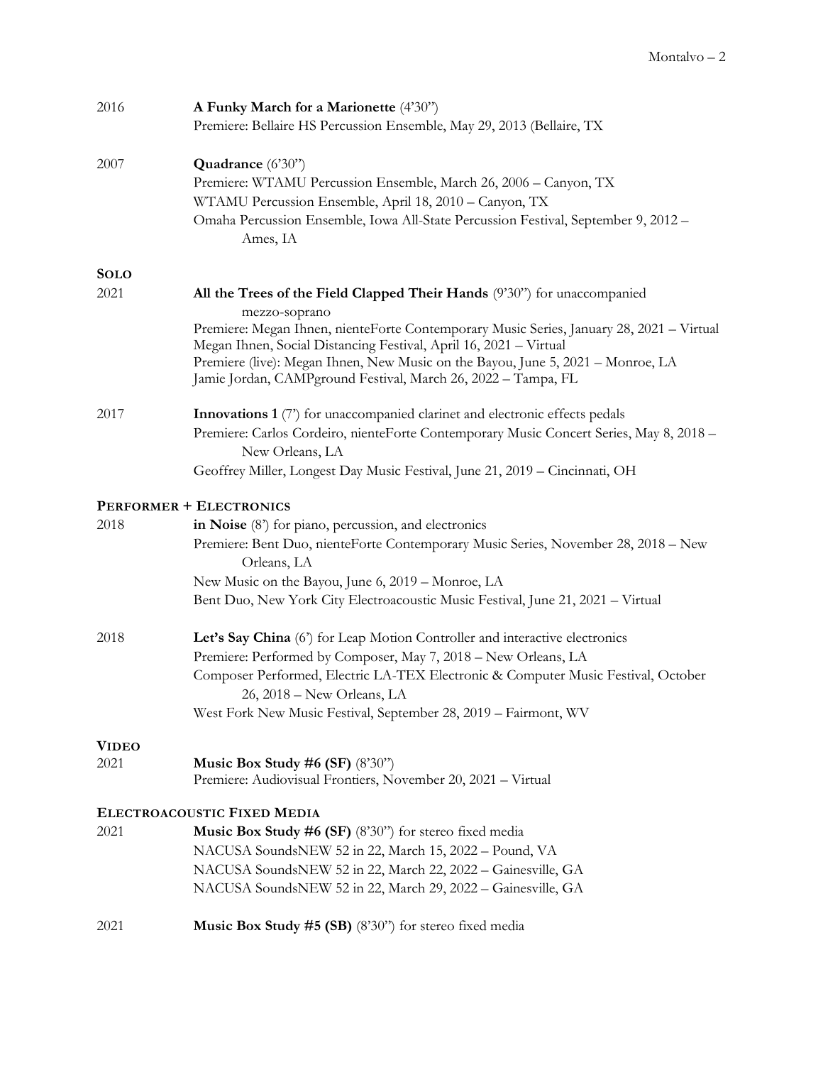2016 **A Funky March for a Marionette** (4'30")
Premiere: Bellaire HS Percussion Ensemble, May 29, 2013 (Bellaire, TX

2007 **Quadrance** (6'30")
Premiere: WTAMU Percussion Ensemble, March 26, 2006 – Canyon, TX
WTAMU Percussion Ensemble, April 18, 2010 – Canyon, TX
Omaha Percussion Ensemble, Iowa All-State Percussion Festival, September 9, 2012 – Ames, IA

### SOLO

2021 **All the Trees of the Field Clapped Their Hands** (9'30") for unaccompanied mezzo-soprano
Premiere: Megan Ihnen, nienteForte Contemporary Music Series, January 28, 2021 – Virtual
Megan Ihnen, Social Distancing Festival, April 16, 2021 – Virtual
Premiere (live): Megan Ihnen, New Music on the Bayou, June 5, 2021 – Monroe, LA
Jamie Jordan, CAMPground Festival, March 26, 2022 – Tampa, FL

2017 **Innovations 1** (7') for unaccompanied clarinet and electronic effects pedals
Premiere: Carlos Cordeiro, nienteForte Contemporary Music Concert Series, May 8, 2018 – New Orleans, LA
Geoffrey Miller, Longest Day Music Festival, June 21, 2019 – Cincinnati, OH

### PERFORMER + ELECTRONICS

2018 **in Noise** (8') for piano, percussion, and electronics
Premiere: Bent Duo, nienteForte Contemporary Music Series, November 28, 2018 – New Orleans, LA
New Music on the Bayou, June 6, 2019 – Monroe, LA
Bent Duo, New York City Electroacoustic Music Festival, June 21, 2021 – Virtual

2018 **Let's Say China** (6') for Leap Motion Controller and interactive electronics
Premiere: Performed by Composer, May 7, 2018 – New Orleans, LA
Composer Performed, Electric LA-TEX Electronic & Computer Music Festival, October 26, 2018 – New Orleans, LA
West Fork New Music Festival, September 28, 2019 – Fairmont, WV

### VIDEO

2021 **Music Box Study #6 (SF)** (8'30")
Premiere: Audiovisual Frontiers, November 20, 2021 – Virtual

### ELECTROACOUSTIC FIXED MEDIA

2021 **Music Box Study #6 (SF)** (8'30") for stereo fixed media
NACUSA SoundsNEW 52 in 22, March 15, 2022 – Pound, VA
NACUSA SoundsNEW 52 in 22, March 22, 2022 – Gainesville, GA
NACUSA SoundsNEW 52 in 22, March 29, 2022 – Gainesville, GA

2021 **Music Box Study #5 (SB)** (8'30") for stereo fixed media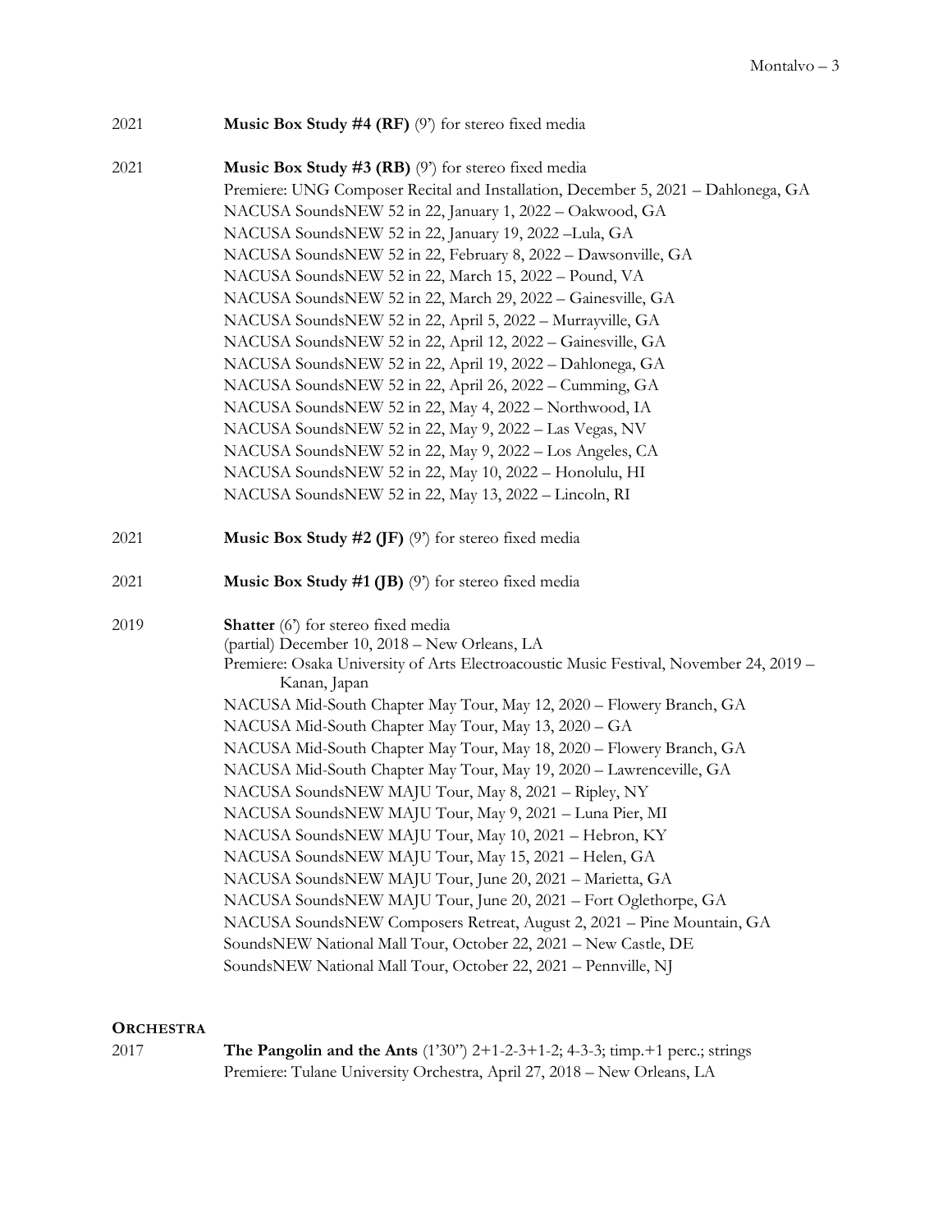2021 **Music Box Study #4 (RF)** (9') for stereo fixed media

2021 **Music Box Study #3 (RB)** (9') for stereo fixed media
Premiere: UNG Composer Recital and Installation, December 5, 2021 – Dahlonega, GA
NACUSA SoundsNEW 52 in 22, January 1, 2022 – Oakwood, GA
NACUSA SoundsNEW 52 in 22, January 19, 2022 –Lula, GA
NACUSA SoundsNEW 52 in 22, February 8, 2022 – Dawsonville, GA
NACUSA SoundsNEW 52 in 22, March 15, 2022 – Pound, VA
NACUSA SoundsNEW 52 in 22, March 29, 2022 – Gainesville, GA
NACUSA SoundsNEW 52 in 22, April 5, 2022 – Murrayville, GA
NACUSA SoundsNEW 52 in 22, April 12, 2022 – Gainesville, GA
NACUSA SoundsNEW 52 in 22, April 19, 2022 – Dahlonega, GA
NACUSA SoundsNEW 52 in 22, April 26, 2022 – Cumming, GA
NACUSA SoundsNEW 52 in 22, May 4, 2022 – Northwood, IA
NACUSA SoundsNEW 52 in 22, May 9, 2022 – Las Vegas, NV
NACUSA SoundsNEW 52 in 22, May 9, 2022 – Los Angeles, CA
NACUSA SoundsNEW 52 in 22, May 10, 2022 – Honolulu, HI
NACUSA SoundsNEW 52 in 22, May 13, 2022 – Lincoln, RI

2021 **Music Box Study #2 (JF)** (9') for stereo fixed media

2021 **Music Box Study #1 (JB)** (9') for stereo fixed media

2019 **Shatter** (6') for stereo fixed media
(partial) December 10, 2018 – New Orleans, LA
Premiere: Osaka University of Arts Electroacoustic Music Festival, November 24, 2019 – Kanan, Japan
NACUSA Mid-South Chapter May Tour, May 12, 2020 – Flowery Branch, GA
NACUSA Mid-South Chapter May Tour, May 13, 2020 – GA
NACUSA Mid-South Chapter May Tour, May 18, 2020 – Flowery Branch, GA
NACUSA Mid-South Chapter May Tour, May 19, 2020 – Lawrenceville, GA
NACUSA SoundsNEW MAJU Tour, May 8, 2021 – Ripley, NY
NACUSA SoundsNEW MAJU Tour, May 9, 2021 – Luna Pier, MI
NACUSA SoundsNEW MAJU Tour, May 10, 2021 – Hebron, KY
NACUSA SoundsNEW MAJU Tour, May 15, 2021 – Helen, GA
NACUSA SoundsNEW MAJU Tour, June 20, 2021 – Marietta, GA
NACUSA SoundsNEW MAJU Tour, June 20, 2021 – Fort Oglethorpe, GA
NACUSA SoundsNEW Composers Retreat, August 2, 2021 – Pine Mountain, GA
SoundsNEW National Mall Tour, October 22, 2021 – New Castle, DE
SoundsNEW National Mall Tour, October 22, 2021 – Pennville, NJ

## ORCHESTRA

2017 **The Pangolin and the Ants** (1'30") 2+1-2-3+1-2; 4-3-3; timp.+1 perc.; strings
Premiere: Tulane University Orchestra, April 27, 2018 – New Orleans, LA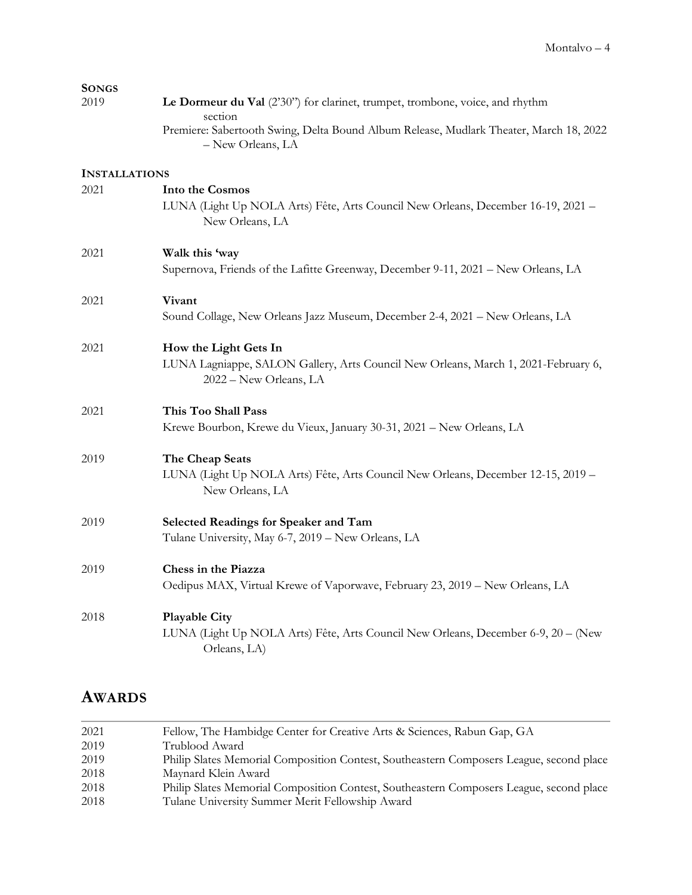**SONGS**

2019 — **Le Dormeur du Val** (2'30") for clarinet, trumpet, trombone, voice, and rhythm section
Premiere: Sabertooth Swing, Delta Bound Album Release, Mudlark Theater, March 18, 2022 – New Orleans, LA

**INSTALLATIONS**

2021 — **Into the Cosmos**
LUNA (Light Up NOLA Arts) Fête, Arts Council New Orleans, December 16-19, 2021 – New Orleans, LA

2021 — **Walk this 'way**
Supernova, Friends of the Lafitte Greenway, December 9-11, 2021 – New Orleans, LA

2021 — **Vivant**
Sound Collage, New Orleans Jazz Museum, December 2-4, 2021 – New Orleans, LA

2021 — **How the Light Gets In**
LUNA Lagniappe, SALON Gallery, Arts Council New Orleans, March 1, 2021-February 6, 2022 – New Orleans, LA

2021 — **This Too Shall Pass**
Krewe Bourbon, Krewe du Vieux, January 30-31, 2021 – New Orleans, LA

2019 — **The Cheap Seats**
LUNA (Light Up NOLA Arts) Fête, Arts Council New Orleans, December 12-15, 2019 – New Orleans, LA

2019 — **Selected Readings for Speaker and Tam**
Tulane University, May 6-7, 2019 – New Orleans, LA

2019 — **Chess in the Piazza**
Oedipus MAX, Virtual Krewe of Vaporwave, February 23, 2019 – New Orleans, LA

2018 — **Playable City**
LUNA (Light Up NOLA Arts) Fête, Arts Council New Orleans, December 6-9, 20 – (New Orleans, LA)

## AWARDS

2021 — Fellow, The Hambidge Center for Creative Arts & Sciences, Rabun Gap, GA
2019 — Trublood Award
2019 — Philip Slates Memorial Composition Contest, Southeastern Composers League, second place
2018 — Maynard Klein Award
2018 — Philip Slates Memorial Composition Contest, Southeastern Composers League, second place
2018 — Tulane University Summer Merit Fellowship Award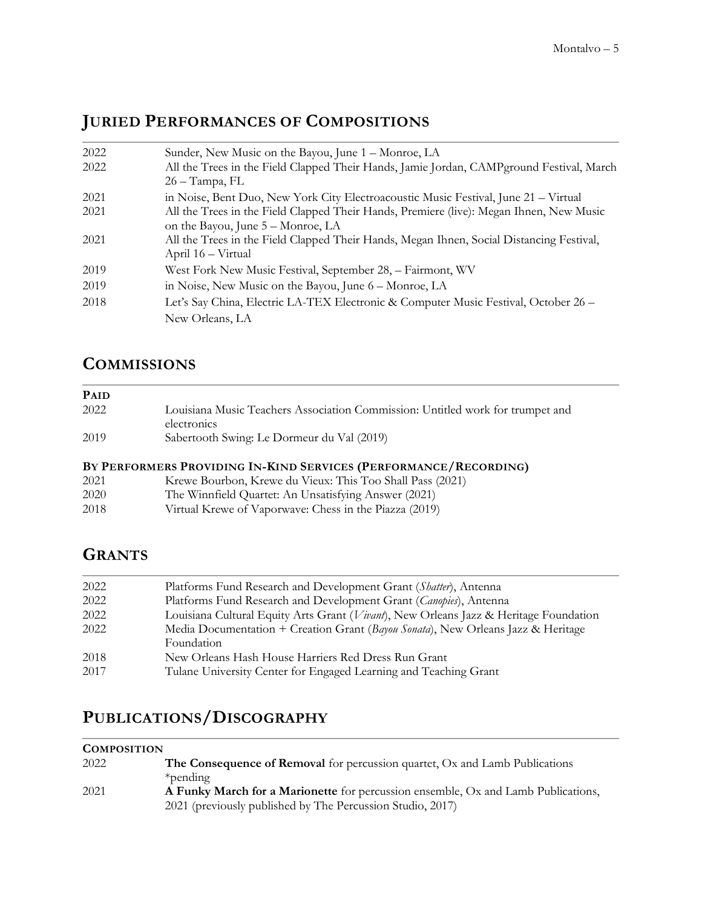## Juried Performances of Compositions

| | |
|---|---|
| 2022 | Sunder, New Music on the Bayou, June 1 – Monroe, LA |
| 2022 | All the Trees in the Field Clapped Their Hands, Jamie Jordan, CAMPground Festival, March 26 – Tampa, FL |
| 2021 | in Noise, Bent Duo, New York City Electroacoustic Music Festival, June 21 – Virtual |
| 2021 | All the Trees in the Field Clapped Their Hands, Premiere (live): Megan Ihnen, New Music on the Bayou, June 5 – Monroe, LA |
| 2021 | All the Trees in the Field Clapped Their Hands, Megan Ihnen, Social Distancing Festival, April 16 – Virtual |
| 2019 | West Fork New Music Festival, September 28, – Fairmont, WV |
| 2019 | in Noise, New Music on the Bayou, June 6 – Monroe, LA |
| 2018 | Let's Say China, Electric LA-TEX Electronic & Computer Music Festival, October 26 – New Orleans, LA |

## Commissions

### Paid

| | |
|---|---|
| 2022 | Louisiana Music Teachers Association Commission: Untitled work for trumpet and electronics |
| 2019 | Sabertooth Swing: Le Dormeur du Val (2019) |

### By Performers Providing In-Kind Services (Performance/Recording)

| | |
|---|---|
| 2021 | Krewe Bourbon, Krewe du Vieux: This Too Shall Pass (2021) |
| 2020 | The Winnfield Quartet: An Unsatisfying Answer (2021) |
| 2018 | Virtual Krewe of Vaporwave: Chess in the Piazza (2019) |

## Grants

| | |
|---|---|
| 2022 | Platforms Fund Research and Development Grant (*Shatter*), Antenna |
| 2022 | Platforms Fund Research and Development Grant (*Canopies*), Antenna |
| 2022 | Louisiana Cultural Equity Arts Grant (*Vivant*), New Orleans Jazz & Heritage Foundation |
| 2022 | Media Documentation + Creation Grant (*Bayou Sonata*), New Orleans Jazz & Heritage Foundation |
| 2018 | New Orleans Hash House Harriers Red Dress Run Grant |
| 2017 | Tulane University Center for Engaged Learning and Teaching Grant |

## Publications/Discography

### Composition

| | |
|---|---|
| 2022 | **The Consequence of Removal** for percussion quartet, Ox and Lamb Publications *pending |
| 2021 | **A Funky March for a Marionette** for percussion ensemble, Ox and Lamb Publications, 2021 (previously published by The Percussion Studio, 2017) |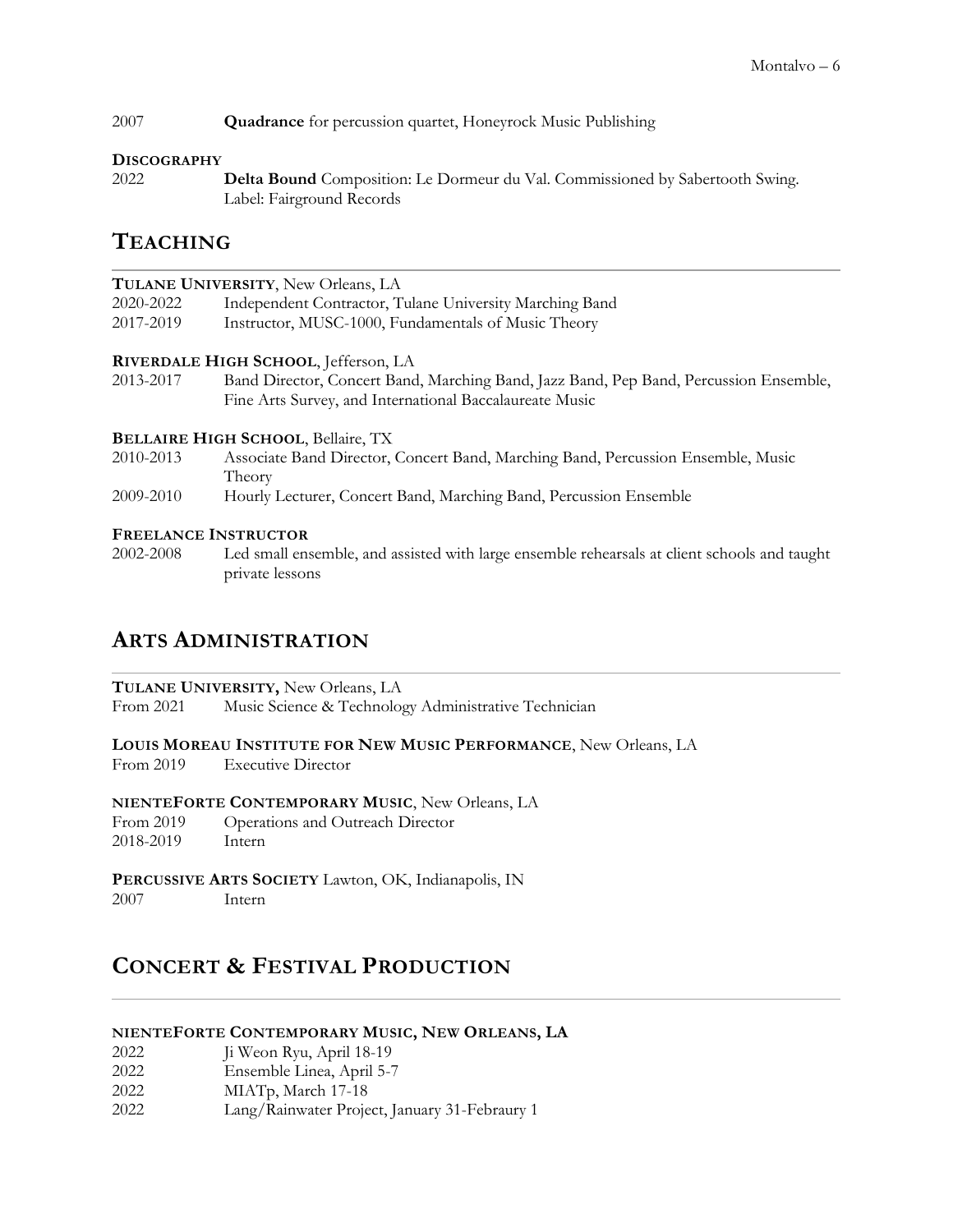2007 **Quadrance** for percussion quartet, Honeyrock Music Publishing

**DISCOGRAPHY**

2022 **Delta Bound** Composition: Le Dormeur du Val. Commissioned by Sabertooth Swing. Label: Fairground Records

## TEACHING

**TULANE UNIVERSITY**, New Orleans, LA

2020-2022 Independent Contractor, Tulane University Marching Band

2017-2019 Instructor, MUSC-1000, Fundamentals of Music Theory

**RIVERDALE HIGH SCHOOL**, Jefferson, LA

2013-2017 Band Director, Concert Band, Marching Band, Jazz Band, Pep Band, Percussion Ensemble, Fine Arts Survey, and International Baccalaureate Music

**BELLAIRE HIGH SCHOOL**, Bellaire, TX

2010-2013 Associate Band Director, Concert Band, Marching Band, Percussion Ensemble, Music Theory

2009-2010 Hourly Lecturer, Concert Band, Marching Band, Percussion Ensemble

**FREELANCE INSTRUCTOR**

2002-2008 Led small ensemble, and assisted with large ensemble rehearsals at client schools and taught private lessons

## ARTS ADMINISTRATION

**TULANE UNIVERSITY,** New Orleans, LA

From 2021 Music Science & Technology Administrative Technician

**LOUIS MOREAU INSTITUTE FOR NEW MUSIC PERFORMANCE**, New Orleans, LA

From 2019 Executive Director

**NIENTEFORTE CONTEMPORARY MUSIC**, New Orleans, LA

From 2019 Operations and Outreach Director

2018-2019 Intern

**PERCUSSIVE ARTS SOCIETY** Lawton, OK, Indianapolis, IN

2007 Intern

## CONCERT & FESTIVAL PRODUCTION

**NIENTEFORTE CONTEMPORARY MUSIC, NEW ORLEANS, LA**

2022 Ji Weon Ryu, April 18-19

2022 Ensemble Linea, April 5-7

2022 MIATp, March 17-18

2022 Lang/Rainwater Project, January 31-Febraury 1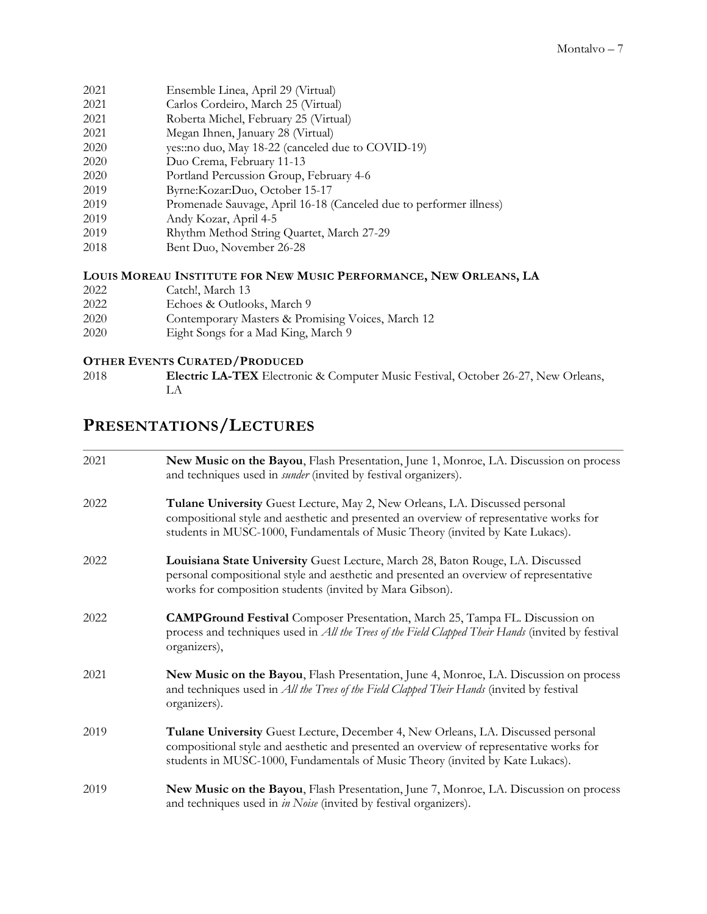2021 Ensemble Linea, April 29 (Virtual)
2021 Carlos Cordeiro, March 25 (Virtual)
2021 Roberta Michel, February 25 (Virtual)
2021 Megan Ihnen, January 28 (Virtual)
2020 yes::no duo, May 18-22 (canceled due to COVID-19)
2020 Duo Crema, February 11-13
2020 Portland Percussion Group, February 4-6
2019 Byrne:Kozar:Duo, October 15-17
2019 Promenade Sauvage, April 16-18 (Canceled due to performer illness)
2019 Andy Kozar, April 4-5
2019 Rhythm Method String Quartet, March 27-29
2018 Bent Duo, November 26-28

### LOUIS MOREAU INSTITUTE FOR NEW MUSIC PERFORMANCE, NEW ORLEANS, LA

2022 Catch!, March 13
2022 Echoes & Outlooks, March 9
2020 Contemporary Masters & Promising Voices, March 12
2020 Eight Songs for a Mad King, March 9

### OTHER EVENTS CURATED/PRODUCED

2018 **Electric LA-TEX** Electronic & Computer Music Festival, October 26-27, New Orleans, LA

## PRESENTATIONS/LECTURES

2021 **New Music on the Bayou**, Flash Presentation, June 1, Monroe, LA. Discussion on process and techniques used in *sunder* (invited by festival organizers).

2022 **Tulane University** Guest Lecture, May 2, New Orleans, LA. Discussed personal compositional style and aesthetic and presented an overview of representative works for students in MUSC-1000, Fundamentals of Music Theory (invited by Kate Lukacs).

2022 **Louisiana State University** Guest Lecture, March 28, Baton Rouge, LA. Discussed personal compositional style and aesthetic and presented an overview of representative works for composition students (invited by Mara Gibson).

2022 **CAMPGround Festival** Composer Presentation, March 25, Tampa FL. Discussion on process and techniques used in *All the Trees of the Field Clapped Their Hands* (invited by festival organizers),

2021 **New Music on the Bayou**, Flash Presentation, June 4, Monroe, LA. Discussion on process and techniques used in *All the Trees of the Field Clapped Their Hands* (invited by festival organizers).

2019 **Tulane University** Guest Lecture, December 4, New Orleans, LA. Discussed personal compositional style and aesthetic and presented an overview of representative works for students in MUSC-1000, Fundamentals of Music Theory (invited by Kate Lukacs).

2019 **New Music on the Bayou**, Flash Presentation, June 7, Monroe, LA. Discussion on process and techniques used in *in Noise* (invited by festival organizers).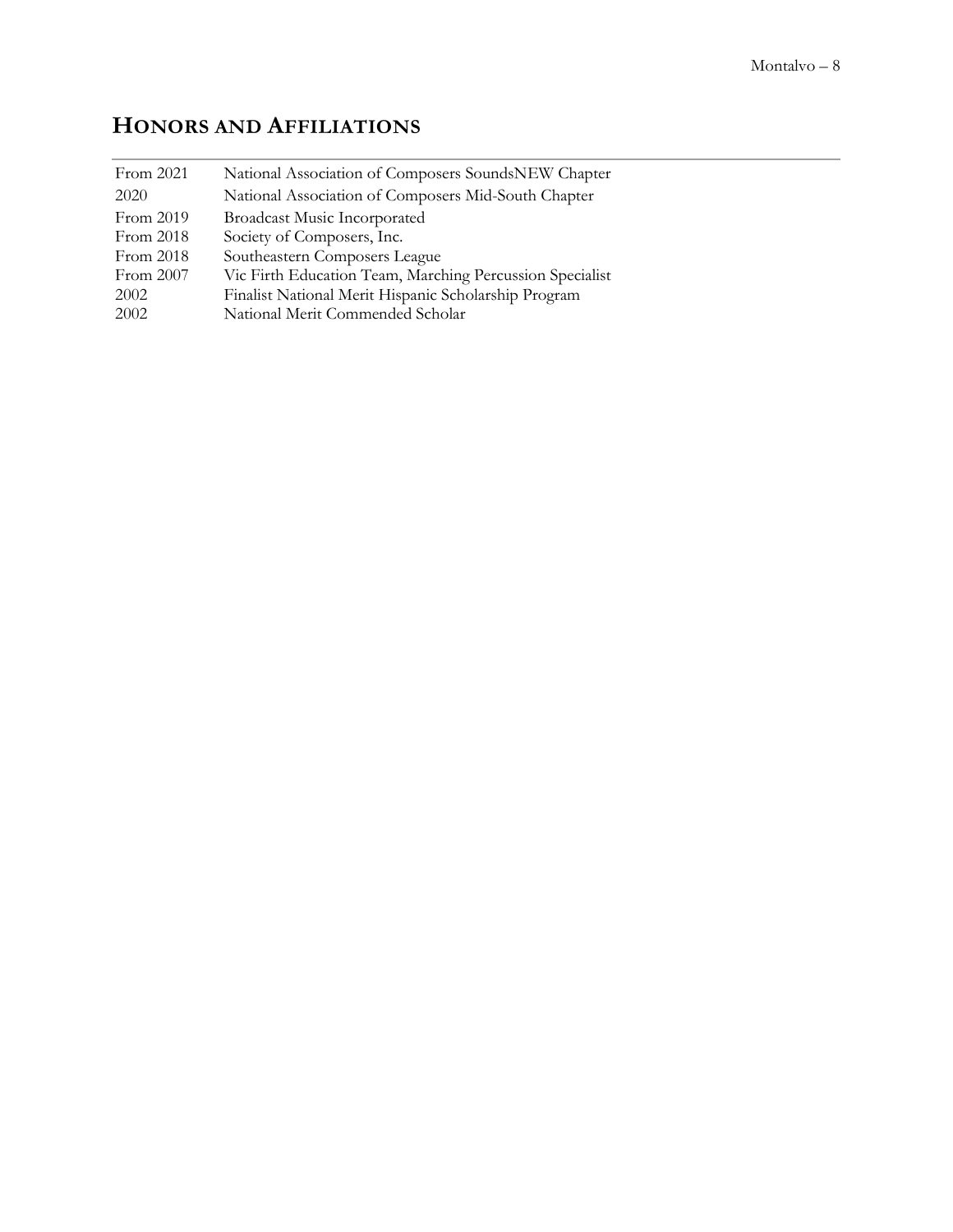## Honors and Affiliations

| | |
|---|---|
| From 2021 | National Association of Composers SoundsNEW Chapter |
| 2020 | National Association of Composers Mid-South Chapter |
| From 2019 | Broadcast Music Incorporated |
| From 2018 | Society of Composers, Inc. |
| From 2018 | Southeastern Composers League |
| From 2007 | Vic Firth Education Team, Marching Percussion Specialist |
| 2002 | Finalist National Merit Hispanic Scholarship Program |
| 2002 | National Merit Commended Scholar |